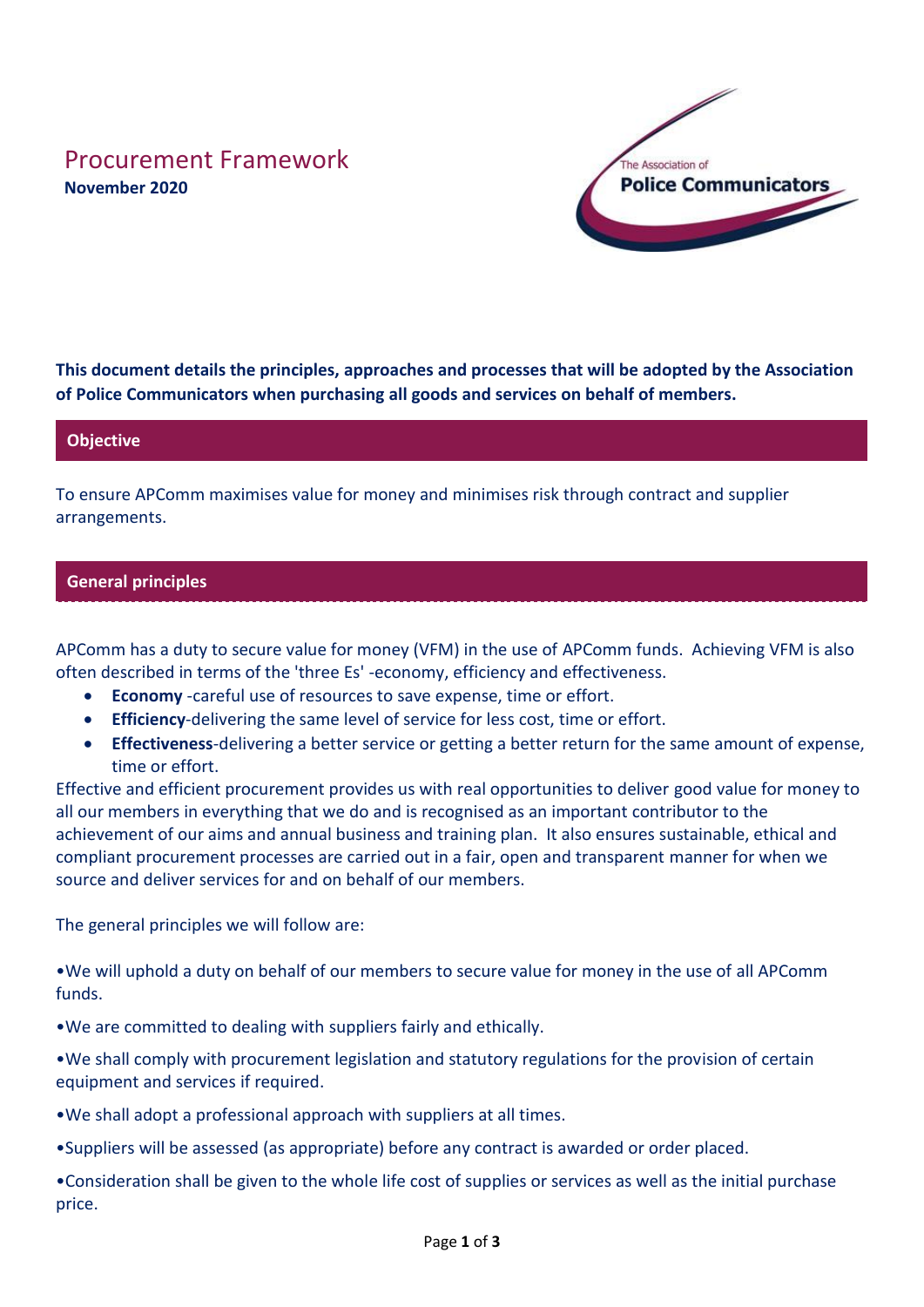# Procurement Framework

**November 2020**

The Association of **Police Communicators**

**This document details the principles, approaches and processes that will be adopted by the Association of Police Communicators when purchasing all goods and services on behalf of members.**

## Objective

To ensure APComm maximises value for money and minimises risk through contract and supplier arrangements.

## General principles

APComm has a duty to secure value for money (VFM) in the use of APComm funds. Achieving VFM is also often described in terms of the 'three Es' -economy, efficiency and effectiveness.

- **Economy** -careful use of resources to save expense, time or effort.
- **Efficiency**-delivering the same level of service for less cost, time or effort.
- **Effectiveness**-delivering a better service or getting a better return for the same amount of expense, time or effort.

Effective and efficient procurement provides us with real opportunities to deliver good value for money to all our members in everything that we do and is recognised as an important contributor to the achievement of our aims and annual business and training plan. It also ensures sustainable, ethical and compliant procurement processes are carried out in a fair, open and transparent manner for when we source and deliver services for and on behalf of our members.

The general principles we will follow are:

•We will uphold a duty on behalf of our members to secure value for money in the use of all APComm funds.

•We are committed to dealing with suppliers fairly and ethically.

•We shall comply with procurement legislation and statutory regulations for the provision of certain equipment and services if required.

•We shall adopt a professional approach with suppliers at all times.

•Suppliers will be assessed (as appropriate) before any contract is awarded or order placed.

•Consideration shall be given to the whole life cost of supplies or services as well as the initial purchase price.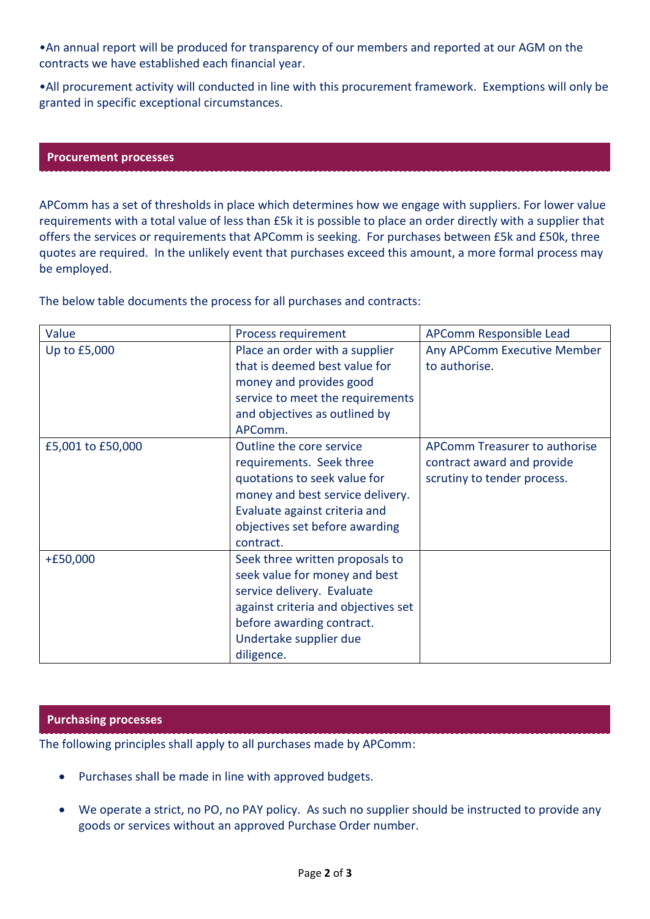•An annual report will be produced for transparency of our members and reported at our AGM on the contracts we have established each financial year.

•All procurement activity will conducted in line with this procurement framework. Exemptions will only be granted in specific exceptional circumstances.

## Procurement processes

APComm has a set of thresholds in place which determines how we engage with suppliers. For lower value requirements with a total value of less than £5k it is possible to place an order directly with a supplier that offers the services or requirements that APComm is seeking. For purchases between £5k and £50k, three quotes are required. In the unlikely event that purchases exceed this amount, a more formal process may be employed.

The below table documents the process for all purchases and contracts:

| Value | Process requirement | APComm Responsible Lead |
|---|---|---|
| Up to £5,000 | Place an order with a supplier that is deemed best value for money and provides good service to meet the requirements and objectives as outlined by APComm. | Any APComm Executive Member to authorise. |
| £5,001 to £50,000 | Outline the core service requirements. Seek three quotations to seek value for money and best service delivery. Evaluate against criteria and objectives set before awarding contract. | APComm Treasurer to authorise contract award and provide scrutiny to tender process. |
| +£50,000 | Seek three written proposals to seek value for money and best service delivery. Evaluate against criteria and objectives set before awarding contract. Undertake supplier due diligence. | |

## Purchasing processes

The following principles shall apply to all purchases made by APComm:

- Purchases shall be made in line with approved budgets.
- We operate a strict, no PO, no PAY policy. As such no supplier should be instructed to provide any goods or services without an approved Purchase Order number.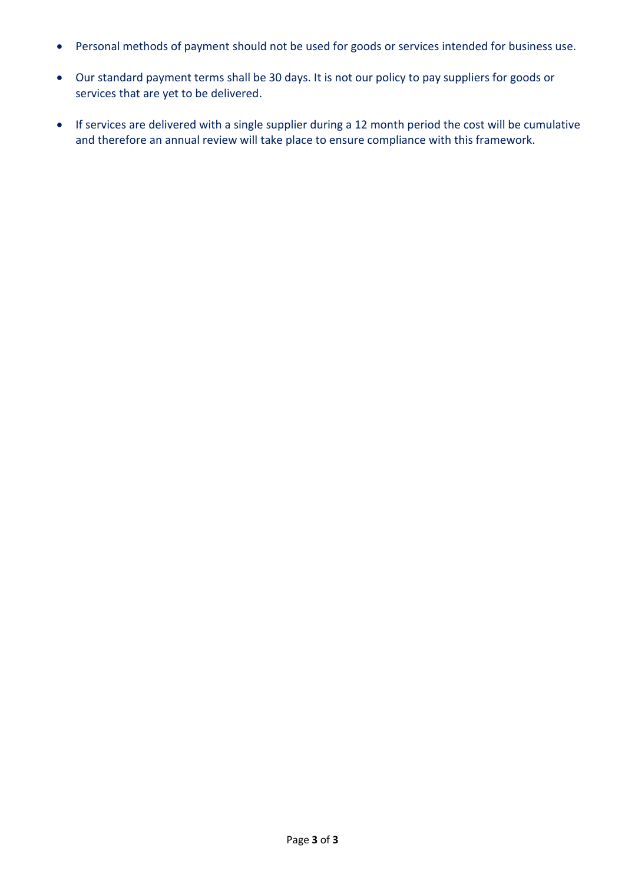- Personal methods of payment should not be used for goods or services intended for business use.

- Our standard payment terms shall be 30 days. It is not our policy to pay suppliers for goods or services that are yet to be delivered.

- If services are delivered with a single supplier during a 12 month period the cost will be cumulative and therefore an annual review will take place to ensure compliance with this framework.